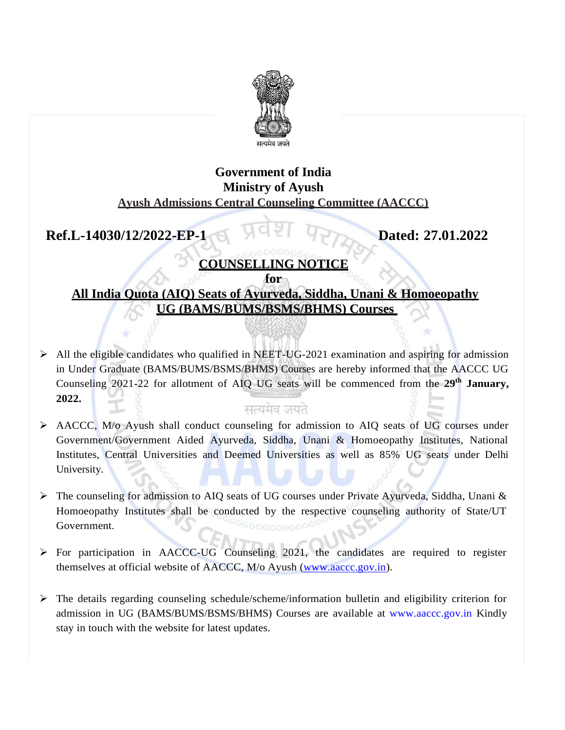सत्यमेव जयते

**Government of India**
**Ministry of Ayush**
**Ayush Admissions Central Counseling Committee (AACCC)**

**Ref.L-14030/12/2022-EP-1** **Dated: 27.01.2022**

## COUNSELLING NOTICE
**for**
## All India Quota (AIQ) Seats of Ayurveda, Siddha, Unani & Homoeopathy UG (BAMS/BUMS/BSMS/BHMS) Courses

- All the eligible candidates who qualified in NEET-UG-2021 examination and aspiring for admission in Under Graduate (BAMS/BUMS/BSMS/BHMS) Courses are hereby informed that the AACCC UG Counseling 2021-22 for allotment of AIQ UG seats will be commenced from the **29th January, 2022.**

- AACCC, M/o Ayush shall conduct counseling for admission to AIQ seats of UG courses under Government/Government Aided Ayurveda, Siddha, Unani & Homoeopathy Institutes, National Institutes, Central Universities and Deemed Universities as well as 85% UG seats under Delhi University.

- The counseling for admission to AIQ seats of UG courses under Private Ayurveda, Siddha, Unani & Homoeopathy Institutes shall be conducted by the respective counseling authority of State/UT Government.

- For participation in AACCC-UG Counseling 2021, the candidates are required to register themselves at official website of AACCC, M/o Ayush (www.aaccc.gov.in).

- The details regarding counseling schedule/scheme/information bulletin and eligibility criterion for admission in UG (BAMS/BUMS/BSMS/BHMS) Courses are available at www.aaccc.gov.in Kindly stay in touch with the website for latest updates.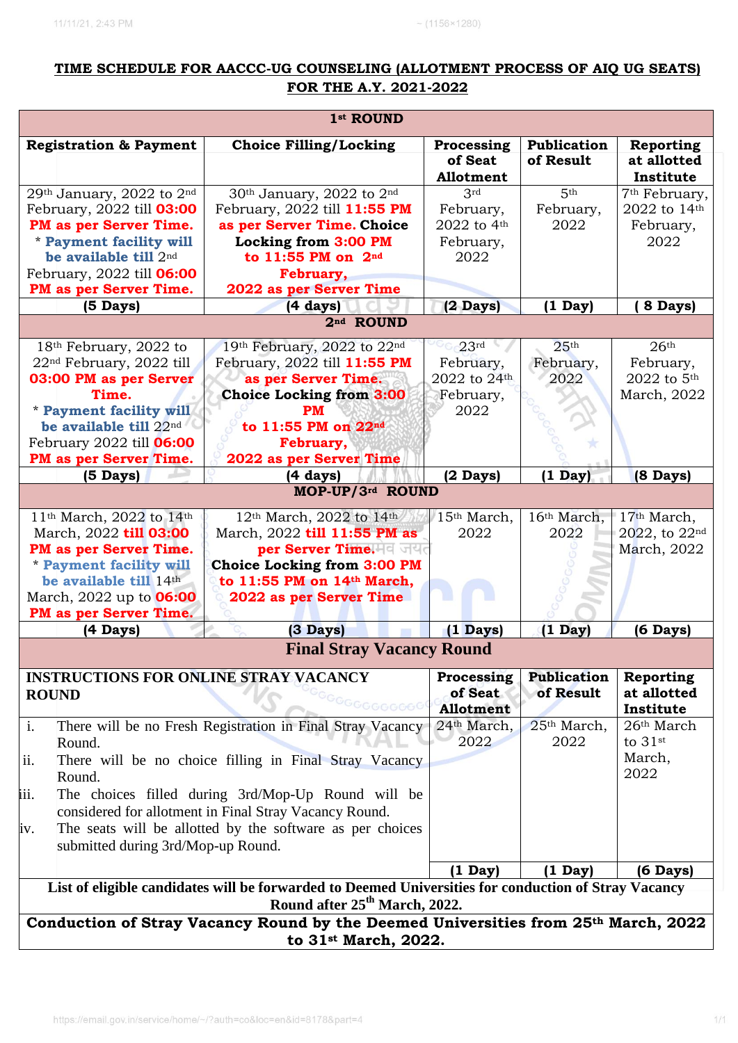# TIME SCHEDULE FOR AACCC-UG COUNSELING (ALLOTMENT PROCESS OF AIQ UG SEATS) FOR THE A.Y. 2021-2022

| Registration & Payment | Choice Filling/Locking | Processing of Seat Allotment | Publication of Result | Reporting at allotted Institute |
|---|---|---|---|---|
| **1st ROUND** | | | | |
| 29th January, 2022 to 2nd February, 2022 till **03:00 PM as per Server Time.** * **Payment facility will be available till** 2nd February, 2022 till **06:00 PM as per Server Time.** | 30th January, 2022 to 2nd February, 2022 till **11:55 PM as per Server Time. Choice Locking from 3:00 PM to 11:55 PM on 2nd February, 2022 as per Server Time** | 3rd February, 2022 to 4th February, 2022 | 5th February, 2022 | 7th February, 2022 to 14th February, 2022 |
| **(5 Days)** | **(4 days)** | **(2 Days)** | **(1 Day)** | **( 8 Days)** |
| **2nd ROUND** | | | | |
| 18th February, 2022 to 22nd February, 2022 till **03:00 PM as per Server Time.** * **Payment facility will be available till** 22nd February 2022 till **06:00 PM as per Server Time.** | 19th February, 2022 to 22nd February, 2022 till **11:55 PM as per Server Time. Choice Locking from 3:00 PM to 11:55 PM on 22nd February, 2022 as per Server Time** | 23rd February, 2022 to 24th February, 2022 | 25th February, 2022 | 26th February, 2022 to 5th March, 2022 |
| **(5 Days)** | **(4 days)** | **(2 Days)** | **(1 Day)** | **(8 Days)** |
| **MOP-UP/3rd ROUND** | | | | |
| 11th March, 2022 to 14th March, 2022 **till 03:00 PM as per Server Time.** * **Payment facility will be available till** 14th March, 2022 up to **06:00 PM as per Server Time.** | 12th March, 2022 to 14th March, 2022 **till 11:55 PM as per Server Time. Choice Locking from 3:00 PM to 11:55 PM on 14th March, 2022 as per Server Time** | 15th March, 2022 | 16th March, 2022 | 17th March, 2022, to 22nd March, 2022 |
| **(4 Days)** | **(3 Days)** | **(1 Days)** | **(1 Day)** | **(6 Days)** |

## Final Stray Vacancy Round

| INSTRUCTIONS FOR ONLINE STRAY VACANCY ROUND | Processing of Seat Allotment | Publication of Result | Reporting at allotted Institute |
|---|---|---|---|
| i. There will be no Fresh Registration in Final Stray Vacancy Round. ii. There will be no choice filling in Final Stray Vacancy Round. iii. The choices filled during 3rd/Mop-Up Round will be considered for allotment in Final Stray Vacancy Round. iv. The seats will be allotted by the software as per choices submitted during 3rd/Mop-up Round. | 24th March, 2022 | 25th March, 2022 | 26th March to 31st March, 2022 |
| | **(1 Day)** | **(1 Day)** | **(6 Days)** |

**List of eligible candidates will be forwarded to Deemed Universities for conduction of Stray Vacancy Round after 25th March, 2022.**

**Conduction of Stray Vacancy Round by the Deemed Universities from 25th March, 2022 to 31st March, 2022.**